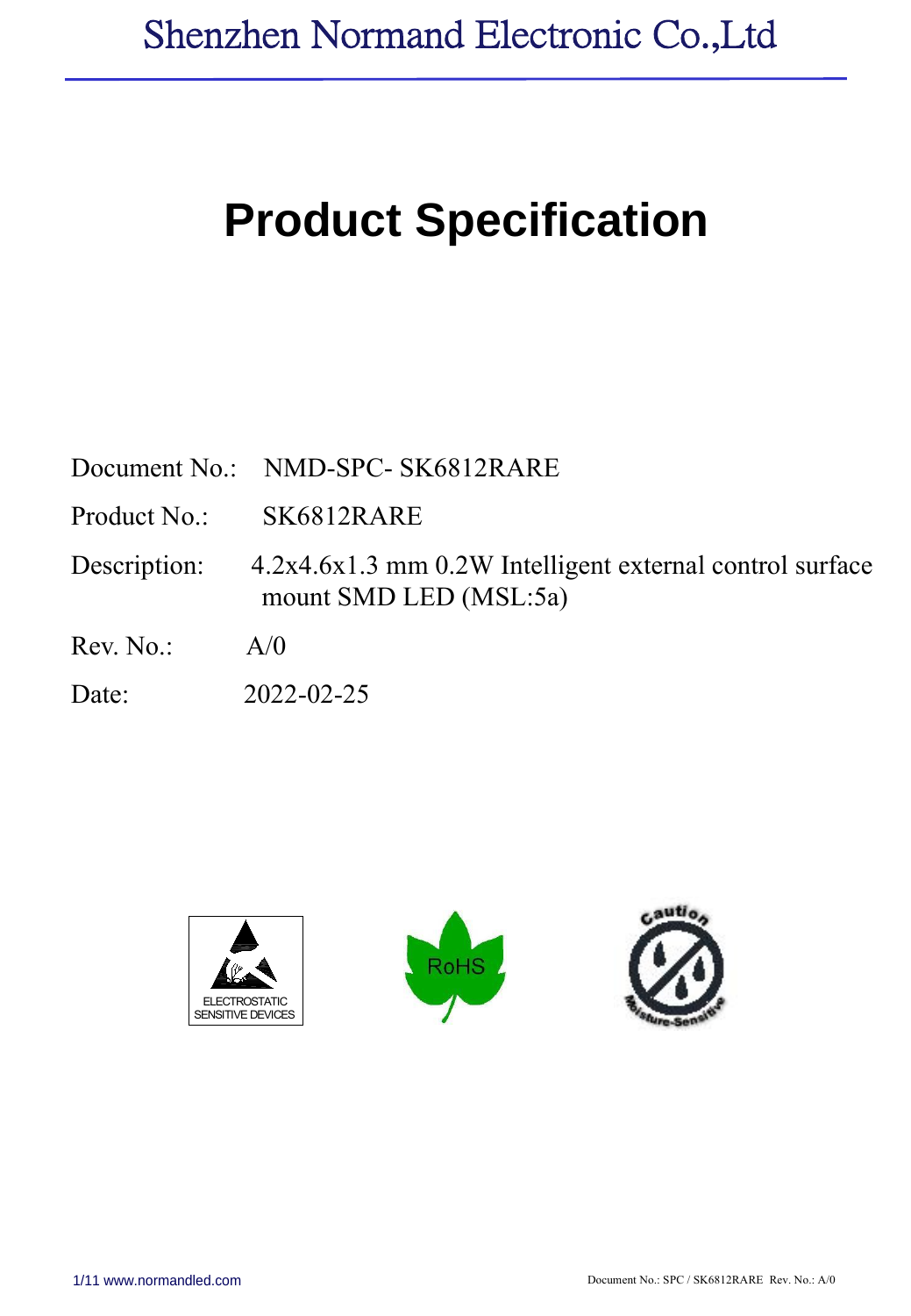Shenzhen Normand Electronic Co.,Ltd

# Product Specification

Document No.: NMD-SPC- SK6812RARE

Product No.: SK6812RARE

Description: 4.2x4.6x1.3 mm 0.2W Intelligent external control surface mount SMD LED (MSL:5a)

Rev. No.: A/0

Date: 2022-02-25

ELECTROSTATIC SENSITIVE DEVICES

RoHS

Caution Moisture-Sensitive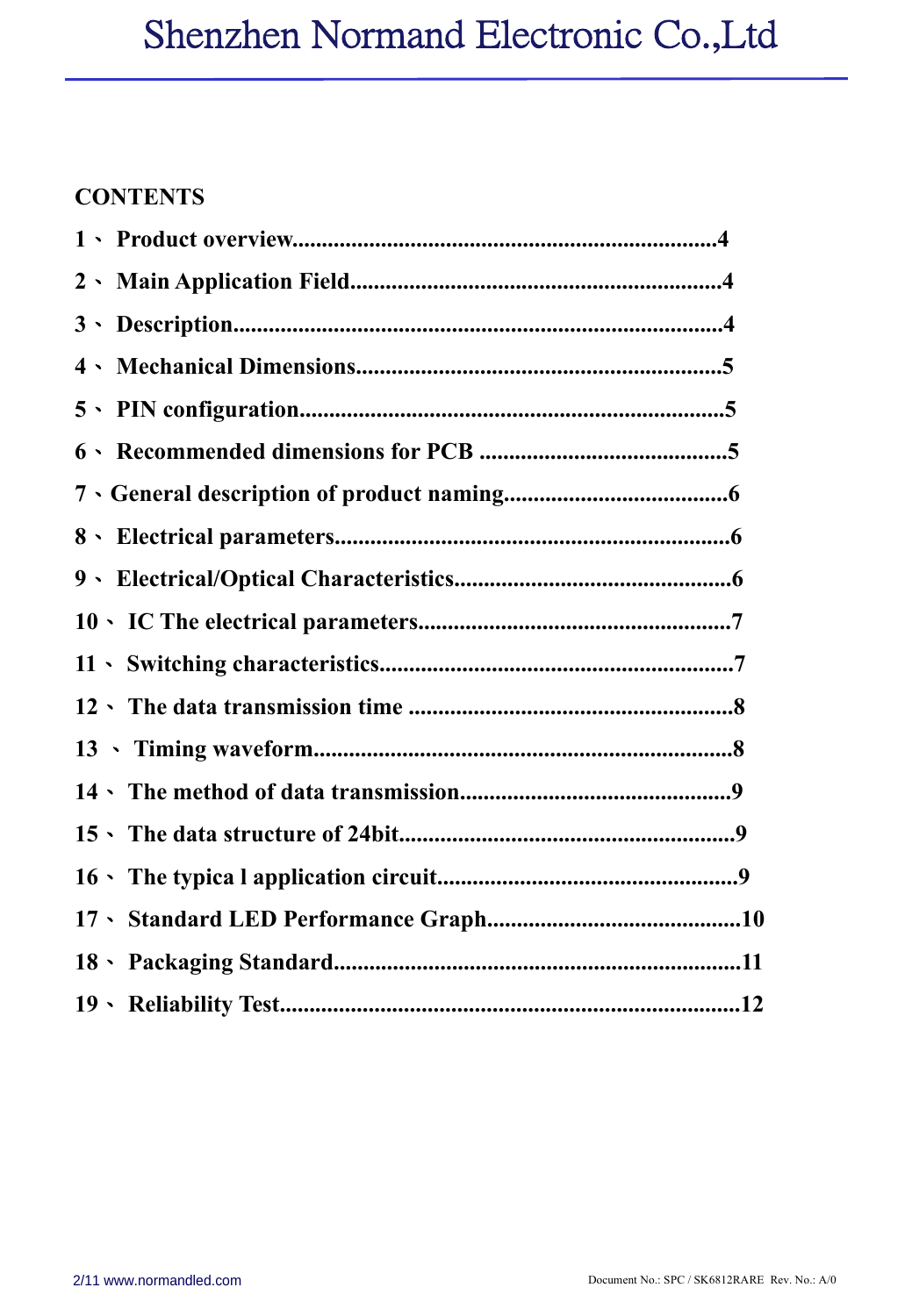## CONTENTS

**1、 Product overview........................................................................4**

**2、 Main Application Field...............................................................4**

**3、 Description...................................................................................4**

**4、 Mechanical Dimensions..............................................................5**

**5、 PIN configuration........................................................................5**

**6、 Recommended dimensions for PCB ..........................................5**

**7、General description of product naming......................................6**

**8、 Electrical parameters...................................................................6**

**9、 Electrical/Optical Characteristics...............................................6**

**10、 IC The electrical parameters.....................................................7**

**11、 Switching characteristics...........................................................7**

**12、 The data transmission time .......................................................8**

**13 、 Timing waveform.......................................................................8**

**14、 The method of data transmission..............................................9**

**15、 The data structure of 24bit........................................................9**

**16、 The typica l application circuit..................................................9**

**17、 Standard LED Performance Graph...........................................10**

**18、 Packaging Standard....................................................................11**

**19、 Reliability Test...........................................................................12**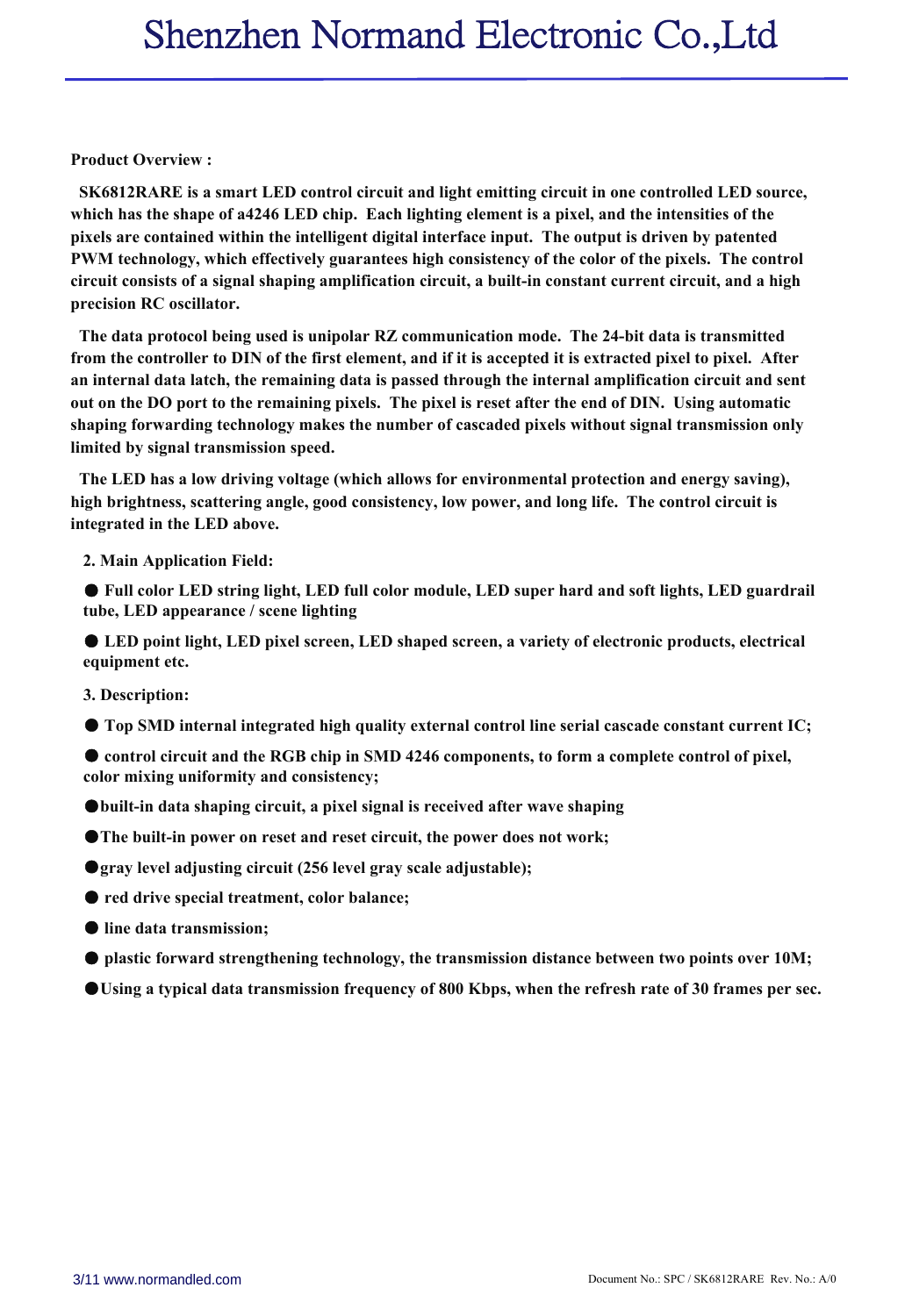**Product Overview :**

**SK6812RARE is a smart LED control circuit and light emitting circuit in one controlled LED source, which has the shape of a4246 LED chip. Each lighting element is a pixel, and the intensities of the pixels are contained within the intelligent digital interface input. The output is driven by patented PWM technology, which effectively guarantees high consistency of the color of the pixels. The control circuit consists of a signal shaping amplification circuit, a built-in constant current circuit, and a high precision RC oscillator.**

**The data protocol being used is unipolar RZ communication mode. The 24-bit data is transmitted from the controller to DIN of the first element, and if it is accepted it is extracted pixel to pixel. After an internal data latch, the remaining data is passed through the internal amplification circuit and sent out on the DO port to the remaining pixels. The pixel is reset after the end of DIN. Using automatic shaping forwarding technology makes the number of cascaded pixels without signal transmission only limited by signal transmission speed.**

**The LED has a low driving voltage (which allows for environmental protection and energy saving), high brightness, scattering angle, good consistency, low power, and long life. The control circuit is integrated in the LED above.**

**2. Main Application Field:**

- **Full color LED string light, LED full color module, LED super hard and soft lights, LED guardrail tube, LED appearance / scene lighting**
- **LED point light, LED pixel screen, LED shaped screen, a variety of electronic products, electrical equipment etc.**

**3. Description:**

- **Top SMD internal integrated high quality external control line serial cascade constant current IC;**
- **control circuit and the RGB chip in SMD 4246 components, to form a complete control of pixel, color mixing uniformity and consistency;**
- **built-in data shaping circuit, a pixel signal is received after wave shaping**
- **The built-in power on reset and reset circuit, the power does not work;**
- **gray level adjusting circuit (256 level gray scale adjustable);**
- **red drive special treatment, color balance;**
- **line data transmission;**
- **plastic forward strengthening technology, the transmission distance between two points over 10M;**
- **Using a typical data transmission frequency of 800 Kbps, when the refresh rate of 30 frames per sec.**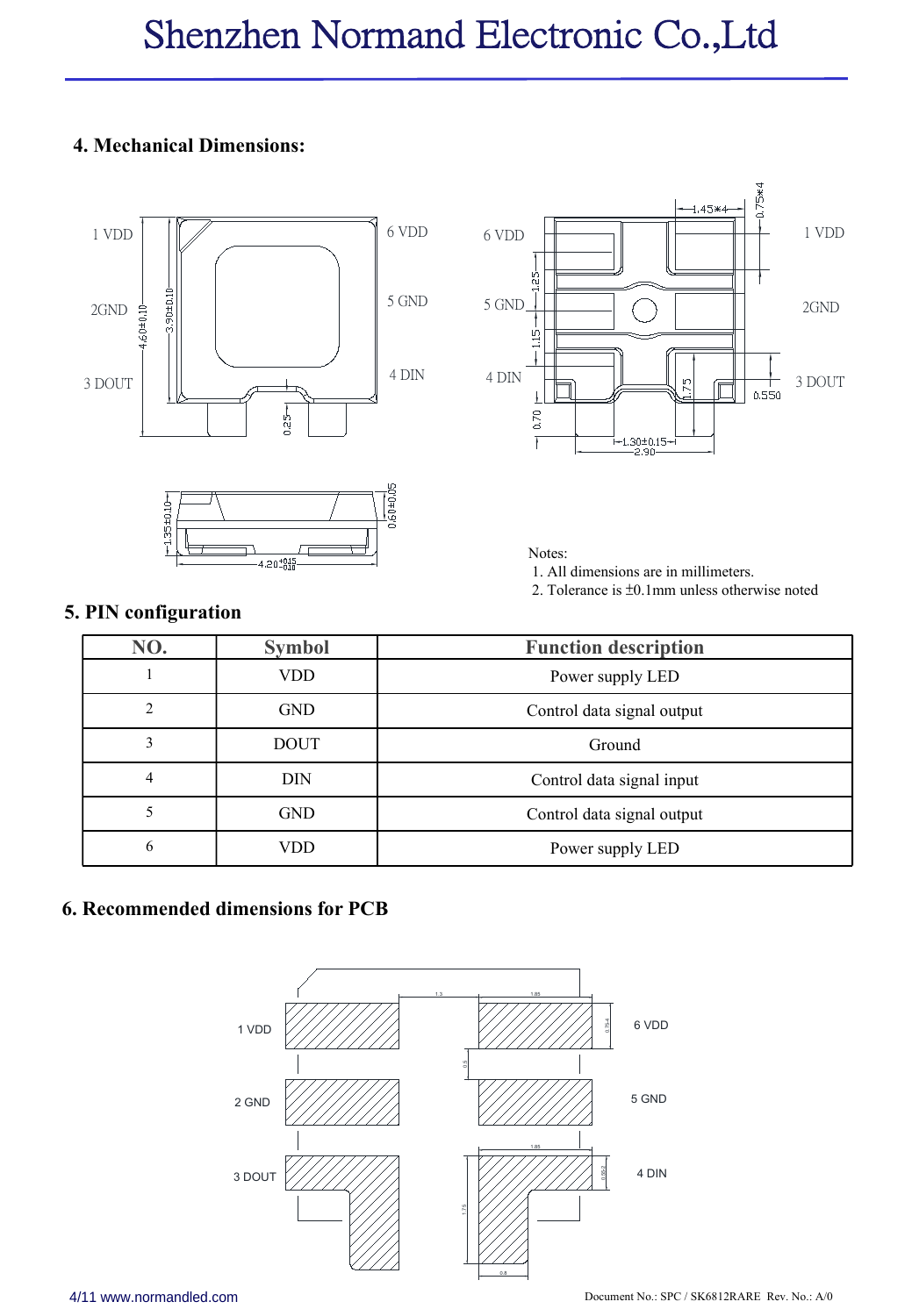## 4. Mechanical Dimensions:

Notes:
1. All dimensions are in millimeters.
2. Tolerance is ±0.1mm unless otherwise noted

## 5. PIN configuration

| NO. | Symbol | Function description |
|---|---|---|
| 1 | VDD | Power supply LED |
| 2 | GND | Control data signal output |
| 3 | DOUT | Ground |
| 4 | DIN | Control data signal input |
| 5 | GND | Control data signal output |
| 6 | VDD | Power supply LED |

## 6. Recommended dimensions for PCB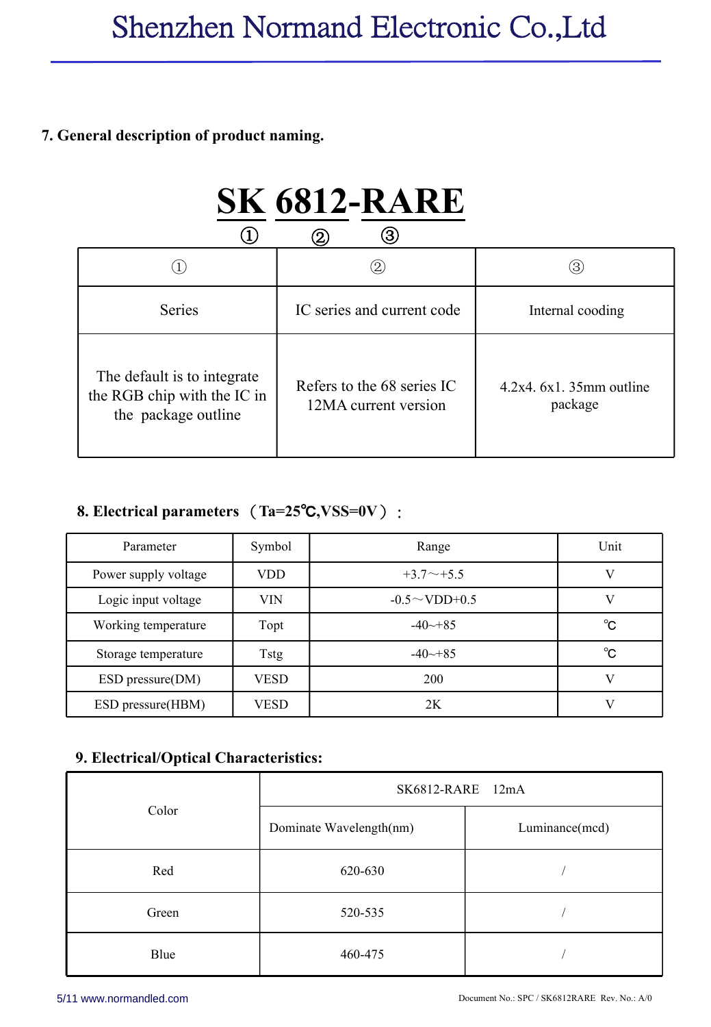## 7. General description of product naming.

**SK 6812-RARE**

① ② ③

| ① | ② | ③ |
|---|---|---|
| Series | IC series and current code | Internal cooding |
| The default is to integrate the RGB chip with the IC in the package outline | Refers to the 68 series IC 12MA current version | 4.2x4. 6x1. 35mm outline package |

## 8. Electrical parameters （Ta=25℃,VSS=0V）：

| Parameter | Symbol | Range | Unit |
|---|---|---|---|
| Power supply voltage | VDD | +3.7～+5.5 | V |
| Logic input voltage | VIN | -0.5～VDD+0.5 | V |
| Working temperature | Topt | -40~+85 | ℃ |
| Storage temperature | Tstg | -40~+85 | ℃ |
| ESD pressure(DM) | VESD | 200 | V |
| ESD pressure(HBM) | VESD | 2K | V |

## 9. Electrical/Optical Characteristics:

| Color | SK6812-RARE 12mA | |
|---|---|---|
| | Dominate Wavelength(nm) | Luminance(mcd) |
| Red | 620-630 | / |
| Green | 520-535 | / |
| Blue | 460-475 | / |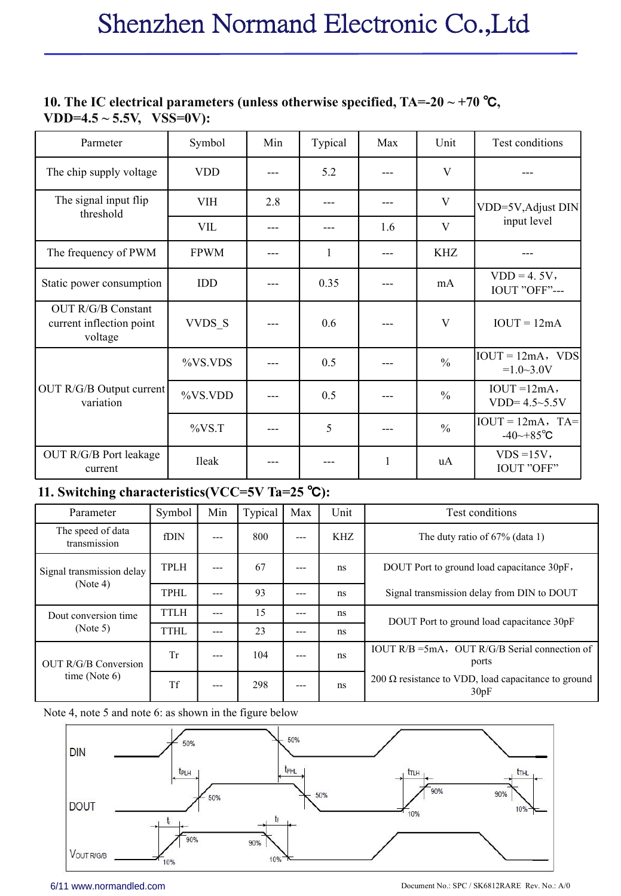## 10. The IC electrical parameters (unless otherwise specified, TA=-20 ~ +70 ℃, VDD=4.5 ~ 5.5V, VSS=0V):

| Parmeter | Symbol | Min | Typical | Max | Unit | Test conditions |
|---|---|---|---|---|---|---|
| The chip supply voltage | VDD | --- | 5.2 | --- | V | --- |
| The signal input flip threshold | VIH | 2.8 | --- | --- | V | VDD=5V,Adjust DIN input level |
| | VIL | --- | --- | 1.6 | V | |
| The frequency of PWM | FPWM | --- | 1 | --- | KHZ | --- |
| Static power consumption | IDD | --- | 0.35 | --- | mA | VDD = 4. 5V, IOUT "OFF"--- |
| OUT R/G/B Constant current inflection point voltage | VVDS_S | --- | 0.6 | --- | V | IOUT = 12mA |
| OUT R/G/B Output current variation | %VS.VDS | --- | 0.5 | --- | % | IOUT = 12mA, VDS =1.0~3.0V |
| | %VS.VDD | --- | 0.5 | --- | % | IOUT =12mA, VDD= 4.5~5.5V |
| | %VS.T | --- | 5 | --- | % | IOUT = 12mA, TA= -40~+85℃ |
| OUT R/G/B Port leakage current | Ileak | --- | --- | 1 | uA | VDS =15V, IOUT "OFF" |

## 11. Switching characteristics(VCC=5V Ta=25 ℃):

| Parameter | Symbol | Min | Typical | Max | Unit | Test conditions |
|---|---|---|---|---|---|---|
| The speed of data transmission | fDIN | --- | 800 | --- | KHZ | The duty ratio of 67% (data 1) |
| Signal transmission delay (Note 4) | TPLH | --- | 67 | --- | ns | DOUT Port to ground load capacitance 30pF, |
| | TPHL | --- | 93 | --- | ns | Signal transmission delay from DIN to DOUT |
| Dout conversion time (Note 5) | TTLH | --- | 15 | --- | ns | DOUT Port to ground load capacitance 30pF |
| | TTHL | --- | 23 | --- | ns | |
| OUT R/G/B Conversion time (Note 6) | Tr | --- | 104 | --- | ns | IOUT R/B =5mA, OUT R/G/B Serial connection of ports |
| | Tf | --- | 298 | --- | ns | 200 Ω resistance to VDD, load capacitance to ground 30pF |

Note 4, note 5 and note 6: as shown in the figure below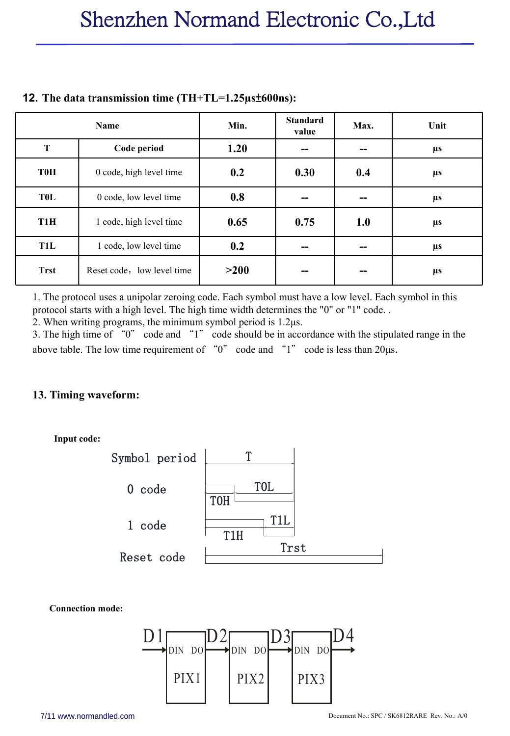## 12. The data transmission time (TH+TL=1.25μs±600ns):

| Name | | Min. | Standard value | Max. | Unit |
|---|---|---|---|---|---|
| T | Code period | 1.20 | -- | -- | μs |
| T0H | 0 code, high level time | 0.2 | 0.30 | 0.4 | μs |
| T0L | 0 code, low level time | 0.8 | -- | -- | μs |
| T1H | 1 code, high level time | 0.65 | 0.75 | 1.0 | μs |
| T1L | 1 code, low level time | 0.2 | -- | -- | μs |
| Trst | Reset code，low level time | >200 | -- | -- | μs |

1. The protocol uses a unipolar zeroing code. Each symbol must have a low level. Each symbol in this protocol starts with a high level. The high time width determines the "0" or "1" code. .
2. When writing programs, the minimum symbol period is 1.2μs.
3. The high time of “0” code and “1” code should be in accordance with the stipulated range in the above table. The low time requirement of “0” code and “1” code is less than 20μs.

## 13. Timing waveform:

**Input code:**

Symbol period — T

0 code — T0H, T0L

1 code — T1H, T1L

Reset code — Trst

**Connection mode:**

D1 → DIN PIX1 DO → D2 → DIN PIX2 DO → D3 → DIN PIX3 DO → D4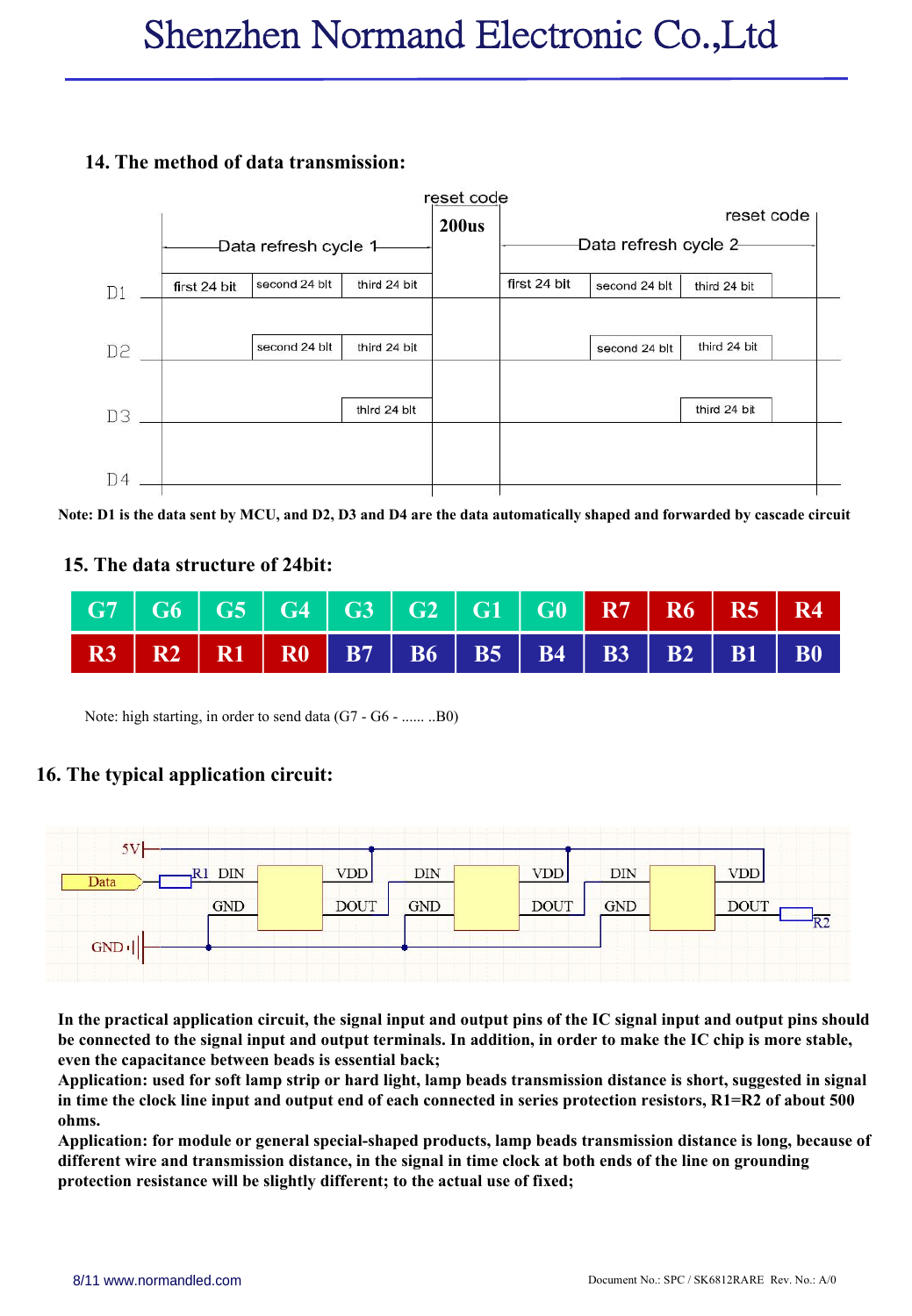## 14. The method of data transmission:

Note: D1 is the data sent by MCU, and D2, D3 and D4 are the data automatically shaped and forwarded by cascade circuit

## 15. The data structure of 24bit:

| G7 | G6 | G5 | G4 | G3 | G2 | G1 | G0 | R7 | R6 | R5 | R4 |
|---|---|---|---|---|---|---|---|---|---|---|---|
| R3 | R2 | R1 | R0 | B7 | B6 | B5 | B4 | B3 | B2 | B1 | B0 |

Note: high starting, in order to send data (G7 - G6 - ...... ..B0)

## 16. The typical application circuit:

**In the practical application circuit, the signal input and output pins of the IC signal input and output pins should be connected to the signal input and output terminals. In addition, in order to make the IC chip is more stable, even the capacitance between beads is essential back;**

**Application: used for soft lamp strip or hard light, lamp beads transmission distance is short, suggested in signal in time the clock line input and output end of each connected in series protection resistors, R1=R2 of about 500 ohms.**

**Application: for module or general special-shaped products, lamp beads transmission distance is long, because of different wire and transmission distance, in the signal in time clock at both ends of the line on grounding protection resistance will be slightly different; to the actual use of fixed;**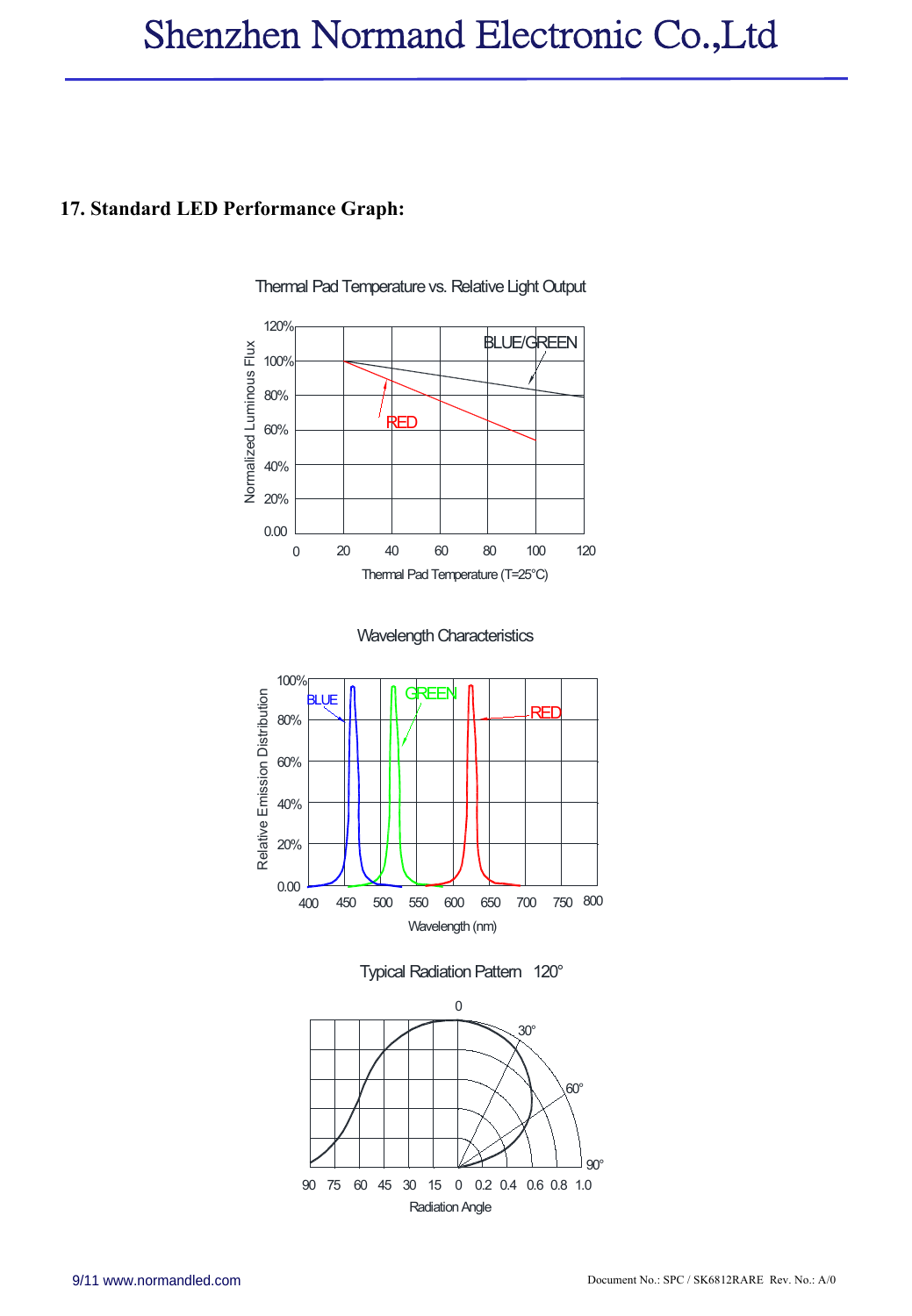## 17. Standard LED Performance Graph:

Thermal Pad Temperature vs. Relative Light Output

Wavelength Characteristics

Typical Radiation Pattern 120°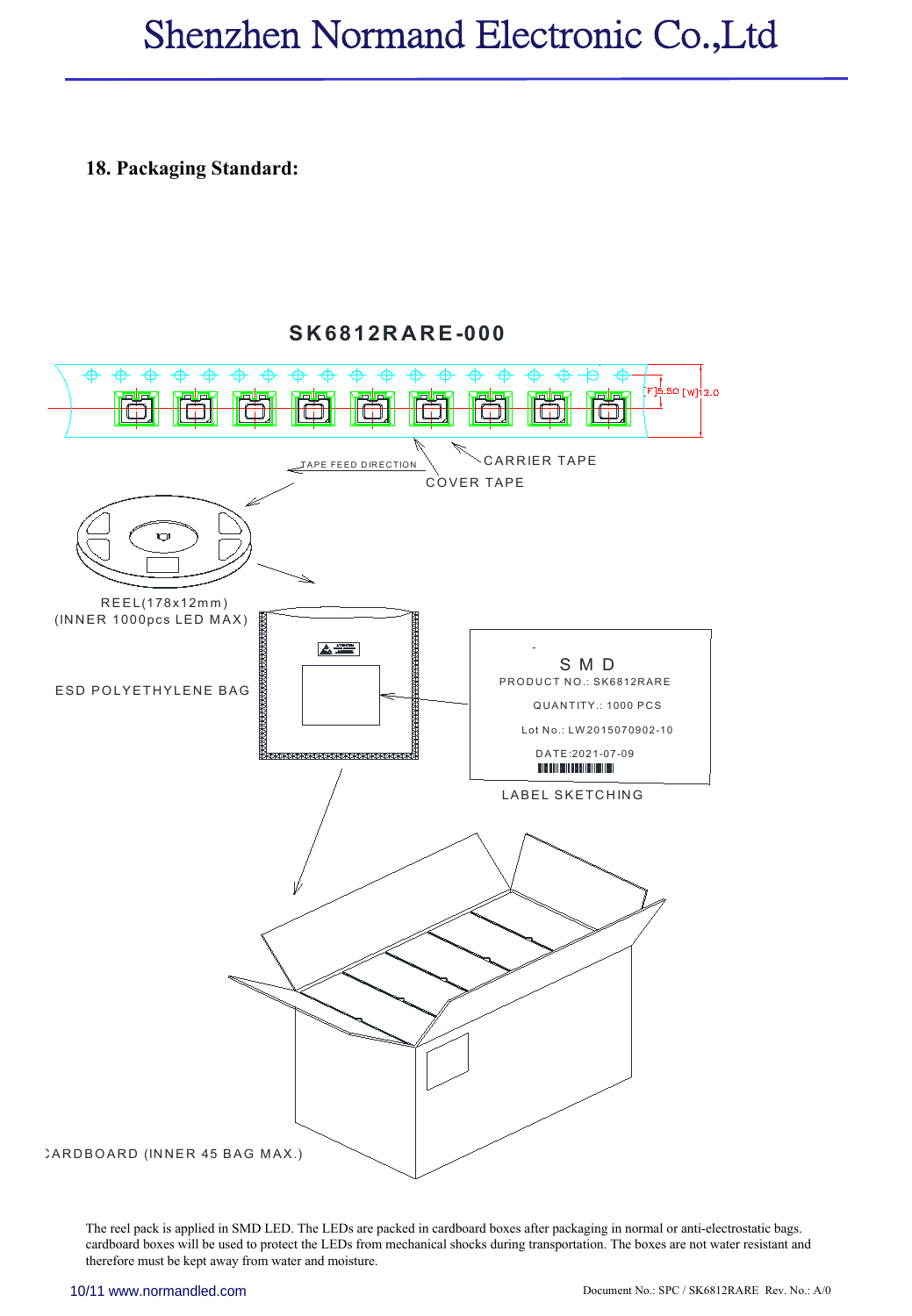## 18. Packaging Standard:

SK6812RARE-000

[F]5.50 [W]12.0

TAPE FEED DIRECTION

CARRIER TAPE

COVER TAPE

REEL(178x12mm)
(INNER 1000pcs LED MAX)

ESD POLYETHYLENE BAG

S M D
PRODUCT NO.: SK6812RARE
QUANTITY.: 1000 PCS
Lot No.: LW2015070902-10
DATE:2021-07-09

LABEL SKETCHING

CARDBOARD (INNER 45 BAG MAX.)

The reel pack is applied in SMD LED. The LEDs are packed in cardboard boxes after packaging in normal or anti-electrostatic bags. cardboard boxes will be used to protect the LEDs from mechanical shocks during transportation. The boxes are not water resistant and therefore must be kept away from water and moisture.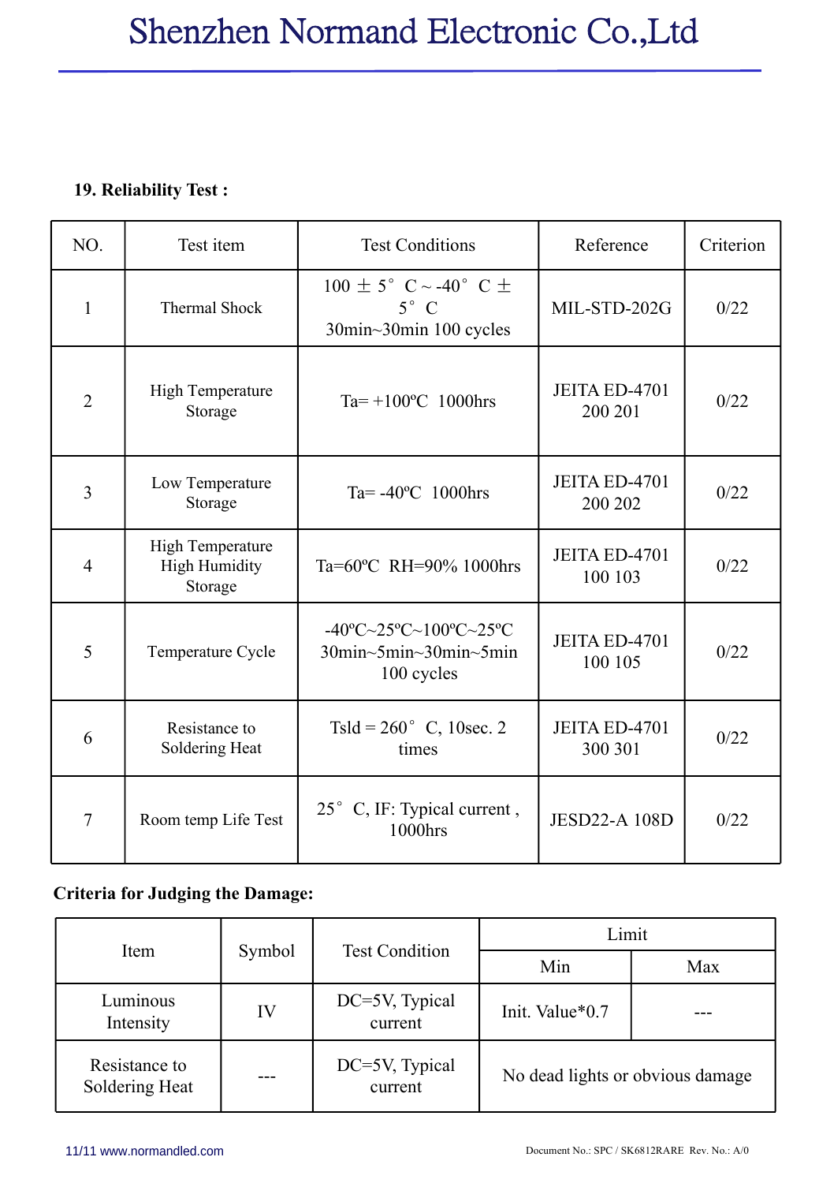## 19. Reliability Test :

| NO. | Test item | Test Conditions | Reference | Criterion |
|---|---|---|---|---|
| 1 | Thermal Shock | 100 ± 5° C ~ -40° C ± 5° C 30min~30min 100 cycles | MIL-STD-202G | 0/22 |
| 2 | High Temperature Storage | Ta= +100ºC 1000hrs | JEITA ED-4701 200 201 | 0/22 |
| 3 | Low Temperature Storage | Ta= -40ºC 1000hrs | JEITA ED-4701 200 202 | 0/22 |
| 4 | High Temperature High Humidity Storage | Ta=60ºC RH=90% 1000hrs | JEITA ED-4701 100 103 | 0/22 |
| 5 | Temperature Cycle | -40ºC~25ºC~100ºC~25ºC 30min~5min~30min~5min 100 cycles | JEITA ED-4701 100 105 | 0/22 |
| 6 | Resistance to Soldering Heat | Tsld = 260° C, 10sec. 2 times | JEITA ED-4701 300 301 | 0/22 |
| 7 | Room temp Life Test | 25° C, IF: Typical current , 1000hrs | JESD22-A 108D | 0/22 |

**Criteria for Judging the Damage:**

| Item | Symbol | Test Condition | Limit | |
|---|---|---|---|---|
| | | | Min | Max |
| Luminous Intensity | IV | DC=5V, Typical current | Init. Value*0.7 | --- |
| Resistance to Soldering Heat | --- | DC=5V, Typical current | No dead lights or obvious damage | |